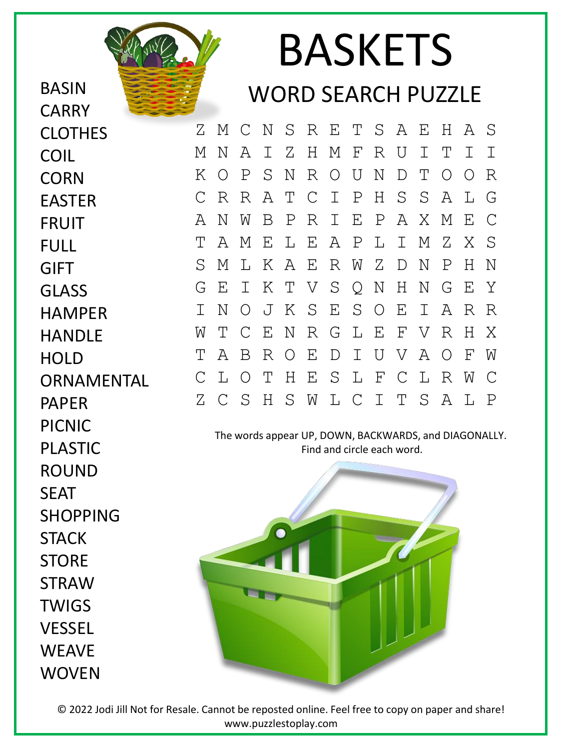# BASKETS

## WORD SEARCH PUZZLE

BASIN
CARRY
CLOTHES
COIL
CORN
EASTER
FRUIT
FULL
GIFT
GLASS
HAMPER
HANDLE
HOLD
ORNAMENTAL
PAPER
PICNIC
PLASTIC
ROUND
SEAT
SHOPPING
STACK
STORE
STRAW
TWIGS
VESSEL
WEAVE
WOVEN

```
Z M C N S R E T S A E H A S
M N A I Z H M F R U I T I I
K O P S N R O U N D T O O R
C R R A T C I P H S S A L G
A N W B P R I E P A X M E C
T A M E L E A P L I M Z X S
S M L K A E R W Z D N P H N
G E I K T V S Q N H N G E Y
I N O J K S E S O E I A R R
W T C E N R G L E F V R H X
T A B R O E D I U V A O F W
C L O T H E S L F C L R W C
Z C S H S W L C I T S A L P
```

The words appear UP, DOWN, BACKWARDS, and DIAGONALLY.
Find and circle each word.

© 2022 Jodi Jill Not for Resale. Cannot be reposted online. Feel free to copy on paper and share!
www.puzzlestoplay.com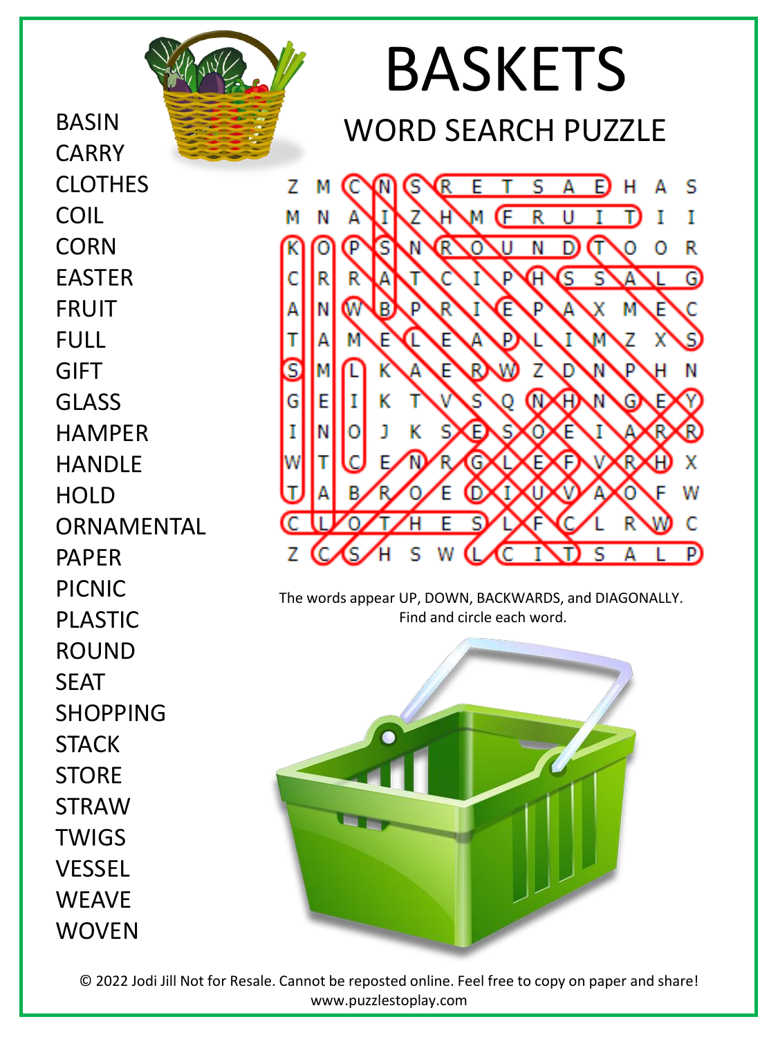# BASKETS

## WORD SEARCH PUZZLE

BASIN
CARRY
CLOTHES
COIL
CORN
EASTER
FRUIT
FULL
GIFT
GLASS
HAMPER
HANDLE
HOLD
ORNAMENTAL
PAPER
PICNIC
PLASTIC
ROUND
SEAT
SHOPPING
STACK
STORE
STRAW
TWIGS
VESSEL
WEAVE
WOVEN

| | | | | | | | | | | | | | |
|---|---|---|---|---|---|---|---|---|---|---|---|---|---|
| Z | M | C | N | S | R | E | T | S | A | E | H | A | S |
| M | N | A | I | Z | H | M | F | R | U | I | T | I | I |
| K | O | P | S | N | R | O | U | N | D | T | O | O | R |
| C | R | R | A | T | C | I | P | H | S | S | A | L | G |
| A | N | W | B | P | R | I | E | P | A | X | M | E | C |
| T | A | M | E | L | E | A | P | L | I | M | Z | X | S |
| S | M | L | K | A | E | R | W | Z | D | N | P | H | N |
| G | E | I | K | T | V | S | Q | N | H | N | G | E | Y |
| I | N | O | J | K | S | E | S | O | E | I | A | R | R |
| W | T | C | E | N | R | G | L | E | F | V | R | H | X |
| T | A | B | R | O | E | D | I | U | V | A | O | F | W |
| C | L | O | T | H | E | S | L | F | C | L | R | W | C |
| Z | C | S | H | S | W | L | C | I | T | S | A | L | P |

The words appear UP, DOWN, BACKWARDS, and DIAGONALLY.
Find and circle each word.

© 2022 Jodi Jill Not for Resale. Cannot be reposted online. Feel free to copy on paper and share!
www.puzzlestoplay.com